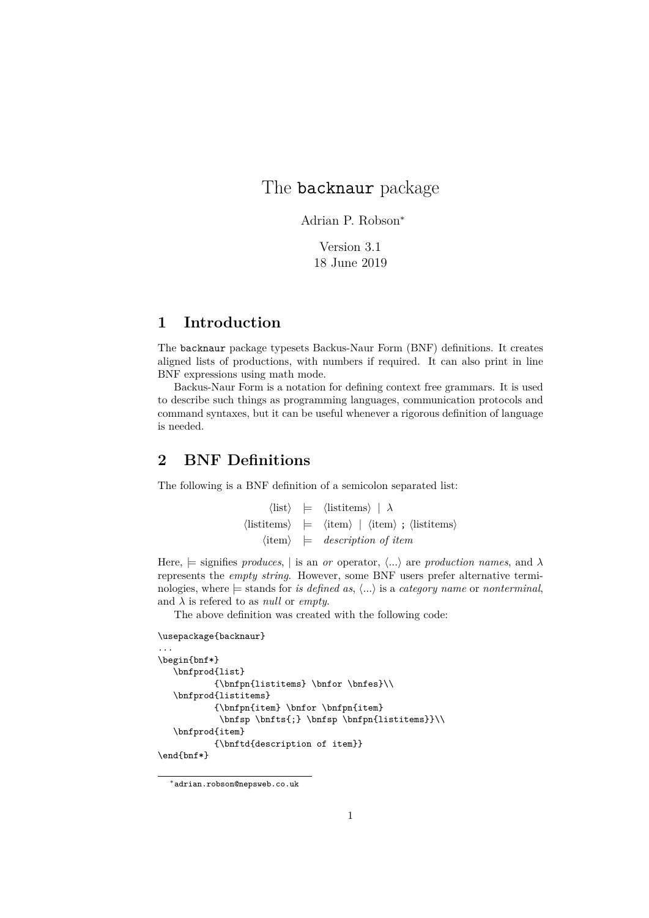# The `backnaur` package

Adrian P. Robson[*]

Version 3.1
18 June 2019

## 1 Introduction

The `backnaur` package typesets Backus-Naur Form (BNF) definitions. It creates aligned lists of productions, with numbers if required. It can also print in line BNF expressions using math mode.

Backus-Naur Form is a notation for defining context free grammars. It is used to describe such things as programming languages, communication protocols and command syntaxes, but it can be useful whenever a rigorous definition of language is needed.

## 2 BNF Definitions

The following is a BNF definition of a semicolon separated list:

$$
\begin{array}{rcl}
\langle\text{list}\rangle & \models & \langle\text{listitems}\rangle \;\mid\; \lambda \\
\langle\text{listitems}\rangle & \models & \langle\text{item}\rangle \;\mid\; \langle\text{item}\rangle \;\texttt{;}\; \langle\text{listitems}\rangle \\
\langle\text{item}\rangle & \models & \textit{description of item}
\end{array}
$$

Here, $\models$ signifies *produces*, | is an *or* operator, $\langle ... \rangle$ are *production names*, and $\lambda$ represents the *empty string*. However, some BNF users prefer alternative terminologies, where $\models$ stands for *is defined as*, $\langle ... \rangle$ is a *category name* or *nonterminal*, and $\lambda$ is refered to as *null* or *empty*.

The above definition was created with the following code:

```
\usepackage{backnaur}
...
\begin{bnf*}
   \bnfprod{list}
           {\bnfpn{listitems} \bnfor \bnfes}\\
   \bnfprod{listitems}
           {\bnfpn{item} \bnfor \bnfpn{item}
            \bnfsp \bnfts{;} \bnfsp \bnfpn{listitems}}\\
   \bnfprod{item}
           {\bnftd{description of item}}
\end{bnf*}
```

[*] `adrian.robson@nepsweb.co.uk`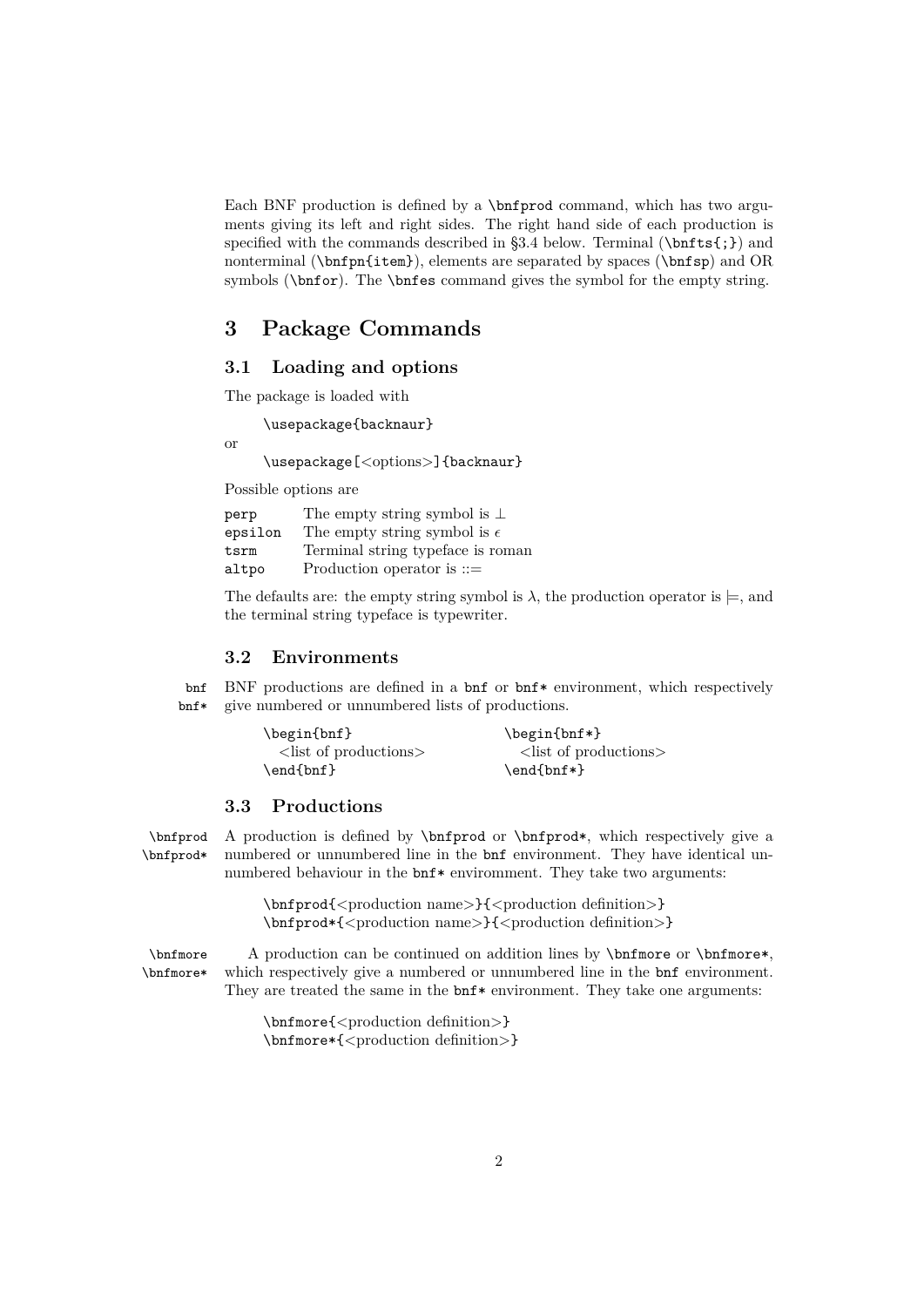Each BNF production is defined by a `\bnfprod` command, which has two arguments giving its left and right sides. The right hand side of each production is specified with the commands described in §3.4 below. Terminal (`\bnfts{;}`) and nonterminal (`\bnfpn{item}`), elements are separated by spaces (`\bnfsp`) and OR symbols (`\bnfor`). The `\bnfes` command gives the symbol for the empty string.

# 3 Package Commands

## 3.1 Loading and options

The package is loaded with

```
\usepackage{backnaur}
```

or

```
\usepackage[<options>]{backnaur}
```

Possible options are

| | |
|---|---|
| `perp` | The empty string symbol is $\perp$ |
| `epsilon` | The empty string symbol is $\epsilon$ |
| `tsrm` | Terminal string typeface is roman |
| `altpo` | Production operator is ::= |

The defaults are: the empty string symbol is $\lambda$, the production operator is $\models$, and the terminal string typeface is typewriter.

## 3.2 Environments

`bnf` `bnf*` BNF productions are defined in a `bnf` or `bnf*` environment, which respectively give numbered or unnumbered lists of productions.

```
\begin{bnf}
  <list of productions>
\end{bnf}
```

```
\begin{bnf*}
  <list of productions>
\end{bnf*}
```

## 3.3 Productions

`\bnfprod` `\bnfprod*` A production is defined by `\bnfprod` or `\bnfprod*`, which respectively give a numbered or unnumbered line in the `bnf` environment. They have identical unnumbered behaviour in the `bnf*` enviromment. They take two arguments:

```
\bnfprod{<production name>}{<production definition>}
\bnfprod*{<production name>}{<production definition>}
```

`\bnfmore` `\bnfmore*` A production can be continued on addition lines by `\bnfmore` or `\bnfmore*`, which respectively give a numbered or unnumbered line in the `bnf` environment. They are treated the same in the `bnf*` environment. They take one arguments:

```
\bnfmore{<production definition>}
\bnfmore*{<production definition>}
```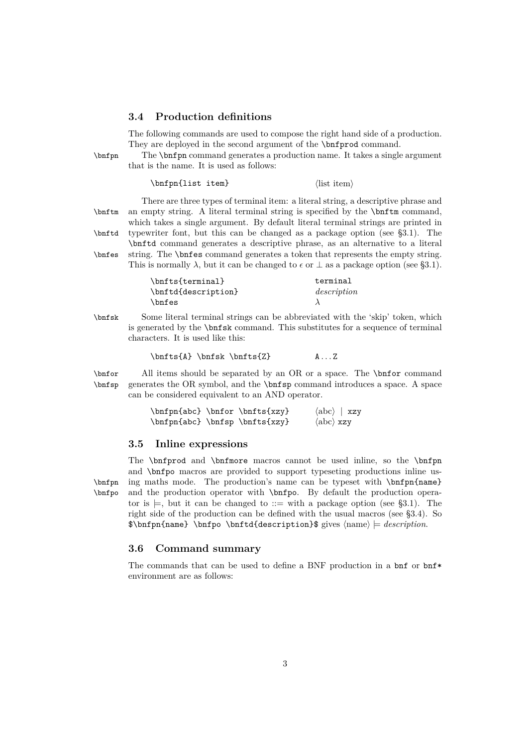### 3.4 Production definitions

The following commands are used to compose the right hand side of a production. They are deployed in the second argument of the `\bnfprod` command.

`\bnfpn` The `\bnfpn` command generates a production name. It takes a single argument that is the name. It is used as follows:

| | |
|---|---|
| `\bnfpn{list item}` | ⟨list item⟩ |

`\bnftm` `\bnftd` `\bnfes` There are three types of terminal item: a literal string, a descriptive phrase and an empty string. A literal terminal string is specified by the `\bnftm` command, which takes a single argument. By default literal terminal strings are printed in typewriter font, but this can be changed as a package option (see §3.1). The `\bnftd` command generates a descriptive phrase, as an alternative to a literal string. The `\bnfes` command generates a token that represents the empty string. This is normally $\lambda$, but it can be changed to $\epsilon$ or $\perp$ as a package option (see §3.1).

| | |
|---|---|
| `\bnfts{terminal}` | `terminal` |
| `\bnftd{description}` | *description* |
| `\bnfes` | $\lambda$ |

`\bnfsk` Some literal terminal strings can be abbreviated with the 'skip' token, which is generated by the `\bnfsk` command. This substitutes for a sequence of terminal characters. It is used like this:

| | |
|---|---|
| `\bnfts{A} \bnfsk \bnfts{Z}` | `A`...`Z` |

`\bnfor` `\bnfsp` All items should be separated by an OR or a space. The `\bnfor` command generates the OR symbol, and the `\bnfsp` command introduces a space. A space can be considered equivalent to an AND operator.

| | |
|---|---|
| `\bnfpn{abc} \bnfor \bnfts{xzy}` | ⟨abc⟩ \| `xzy` |
| `\bnfpn{abc} \bnfsp \bnfts{xzy}` | ⟨abc⟩ `xzy` |

### 3.5 Inline expressions

`\bnfpn` `\bnfpo` The `\bnfprod` and `\bnfmore` macros cannot be used inline, so the `\bnfpn` and `\bnfpo` macros are provided to support typeseting productions inline using maths mode. The production's name can be typeset with `\bnfpn{name}` and the production operator with `\bnfpo`. By default the production operator is $\models$, but it can be changed to ::= with a package option (see §3.1). The right side of the production can be defined with the usual macros (see §3.4). So `$\bnfpn{name} \bnfpo \bnftd{description}$` gives ⟨name⟩ $\models$ *description*.

### 3.6 Command summary

The commands that can be used to define a BNF production in a `bnf` or `bnf*` environment are as follows: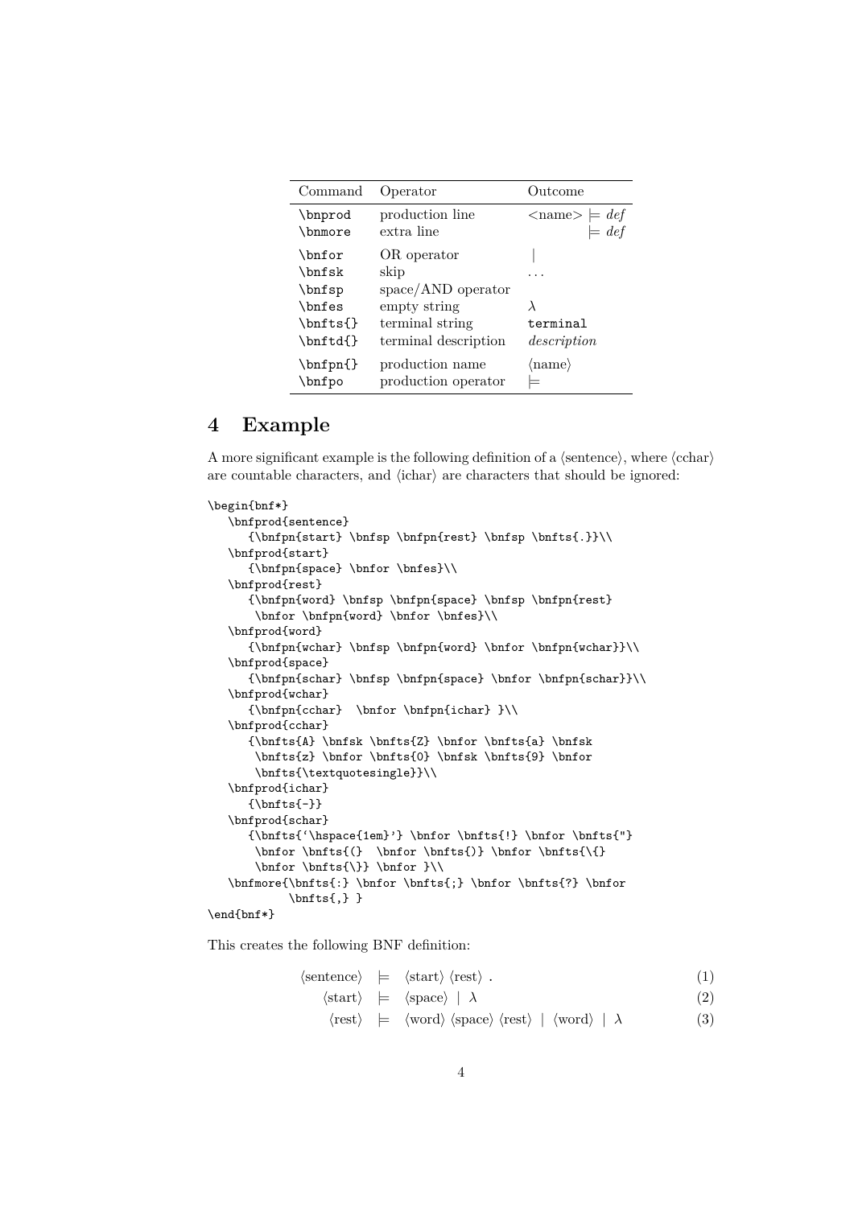| Command | Operator | Outcome |
|---|---|---|
| `\bnprod` | production line | <name> $\models$ *def* |
| `\bnmore` | extra line | $\models$ *def* |
| `\bnfor` | OR operator | $\mid$ |
| `\bnfsk` | skip | ... |
| `\bnfsp` | space/AND operator | |
| `\bnfes` | empty string | $\lambda$ |
| `\bnfts{}` | terminal string | `terminal` |
| `\bnftd{}` | terminal description | *description* |
| `\bnfpn{}` | production name | $\langle$name$\rangle$ |
| `\bnfpo` | production operator | $\models$ |

## 4 Example

A more significant example is the following definition of a ⟨sentence⟩, where ⟨cchar⟩ are countable characters, and ⟨ichar⟩ are characters that should be ignored:

```
\begin{bnf*}
   \bnfprod{sentence}
      {\bnfpn{start} \bnfsp \bnfpn{rest} \bnfsp \bnfts{.}}\\
   \bnfprod{start}
      {\bnfpn{space} \bnfor \bnfes}\\
   \bnfprod{rest}
      {\bnfpn{word} \bnfsp \bnfpn{space} \bnfsp \bnfpn{rest}
       \bnfor \bnfpn{word} \bnfor \bnfes}\\
   \bnfprod{word}
      {\bnfpn{wchar} \bnfsp \bnfpn{word} \bnfor \bnfpn{wchar}}\\
   \bnfprod{space}
      {\bnfpn{schar} \bnfsp \bnfpn{space} \bnfor \bnfpn{schar}}\\
   \bnfprod{wchar}
      {\bnfpn{cchar}  \bnfor \bnfpn{ichar} }\\
   \bnfprod{cchar}
      {\bnfts{A} \bnfsk \bnfts{Z} \bnfor \bnfts{a} \bnfsk
       \bnfts{z} \bnfor \bnfts{0} \bnfsk \bnfts{9} \bnfor
       \bnfts{\textquotesingle}}\\
   \bnfprod{ichar}
      {\bnfts{-}}
   \bnfprod{schar}
      {\bnfts{‘\hspace{1em}’} \bnfor \bnfts{!} \bnfor \bnfts{"}
       \bnfor \bnfts{(}  \bnfor \bnfts{)} \bnfor \bnfts{\{}
       \bnfor \bnfts{\}} \bnfor }\\
   \bnfmore{\bnfts{:} \bnfor \bnfts{;} \bnfor \bnfts{?} \bnfor
           \bnfts{,} }
\end{bnf*}
```

This creates the following BNF definition:

$$\langle\text{sentence}\rangle \models \langle\text{start}\rangle\ \langle\text{rest}\rangle\ . \tag{1}$$

$$\langle\text{start}\rangle \models \langle\text{space}\rangle \mid \lambda \tag{2}$$

$$\langle\text{rest}\rangle \models \langle\text{word}\rangle\ \langle\text{space}\rangle\ \langle\text{rest}\rangle \mid \langle\text{word}\rangle \mid \lambda \tag{3}$$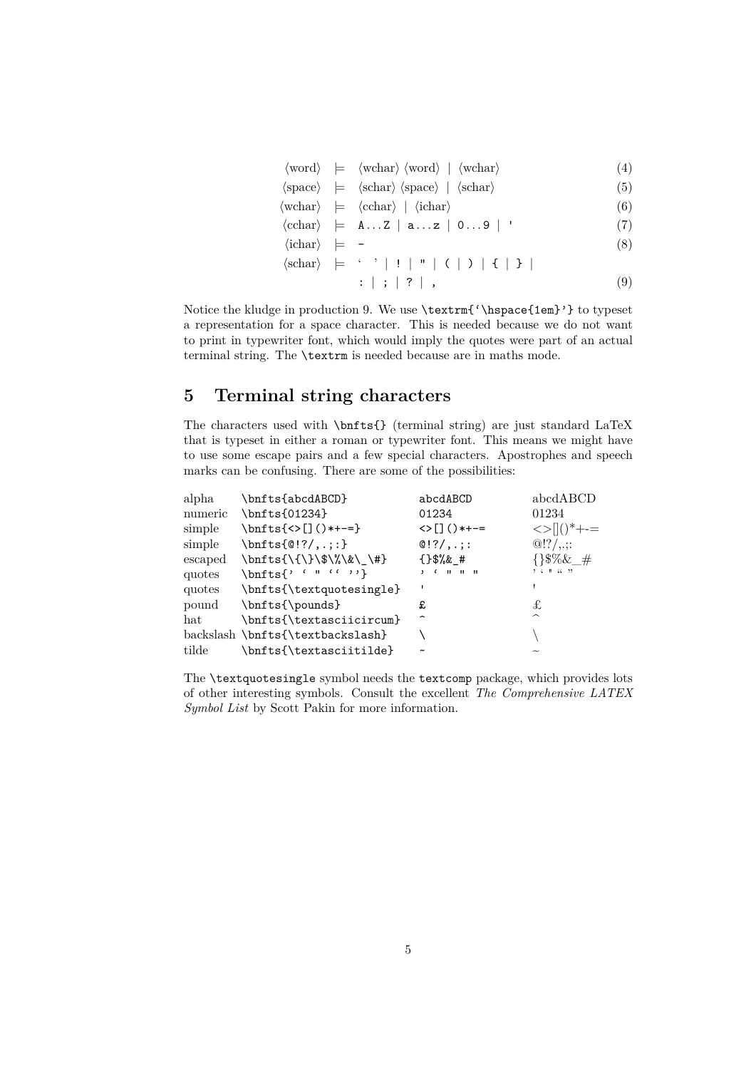$$\langle\text{word}\rangle \models \langle\text{wchar}\rangle\ \langle\text{word}\rangle \mid \langle\text{wchar}\rangle \tag{4}$$

$$\langle\text{space}\rangle \models \langle\text{schar}\rangle\ \langle\text{space}\rangle \mid \langle\text{schar}\rangle \tag{5}$$

$$\langle\text{wchar}\rangle \models \langle\text{cchar}\rangle \mid \langle\text{ichar}\rangle \tag{6}$$

$$\langle\text{cchar}\rangle \models \texttt{A}\ldots\texttt{Z} \mid \texttt{a}\ldots\texttt{z} \mid \texttt{0}\ldots\texttt{9} \mid \texttt{'} \tag{7}$$

$$\langle\text{ichar}\rangle \models \texttt{-} \tag{8}$$

$$\langle\text{schar}\rangle \models \text{`\hspace{1em}'} \mid \texttt{!} \mid \texttt{"} \mid \texttt{(} \mid \texttt{)} \mid \texttt{\{} \mid \texttt{\}} \mid \texttt{:} \mid \texttt{;} \mid \texttt{?} \mid \texttt{,} \tag{9}$$

Notice the kludge in production 9. We use `\textrm{'\hspace{1em}'}` to typeset a representation for a space character. This is needed because we do not want to print in typewriter font, which would imply the quotes were part of an actual terminal string. The `\textrm` is needed because are in maths mode.

## 5 Terminal string characters

The characters used with `\bnfts{}` (terminal string) are just standard LaTeX that is typeset in either a roman or typewriter font. This means we might have to use some escape pairs and a few special characters. Apostrophes and speech marks can be confusing. There are some of the possibilities:

| | | | |
|---|---|---|---|
| alpha | `\bnfts{abcdABCD}` | abcdABCD | abcdABCD |
| numeric | `\bnfts{01234}` | 01234 | 01234 |
| simple | `\bnfts{<>[]()*+-=}` | <>[]()*+-= | <>[]()*+-= |
| simple | `\bnfts{@!?/,.;:}` | @!?/,.;: | @!?/,.;: |
| escaped | `\bnfts{\{\}\$\%\&\_\#}` | {}$%&_# | {}$%&_# |
| quotes | `\bnfts{' ‘ " ‘‘ ’’}` | ' ‘ " " " | ’ ‘ " “ ” |
| quotes | `\bnfts{\textquotesingle}` | ' | ' |
| pound | `\bnfts{\pounds}` | £ | £ |
| hat | `\bnfts{\textasciicircum}` | ^ | ^ |
| backslash | `\bnfts{\textbackslash}` | \ | \ |
| tilde | `\bnfts{\textasciitilde}` | ~ | ~ |

The `\textquotesingle` symbol needs the `textcomp` package, which provides lots of other interesting symbols. Consult the excellent *The Comprehensive LATEX Symbol List* by Scott Pakin for more information.